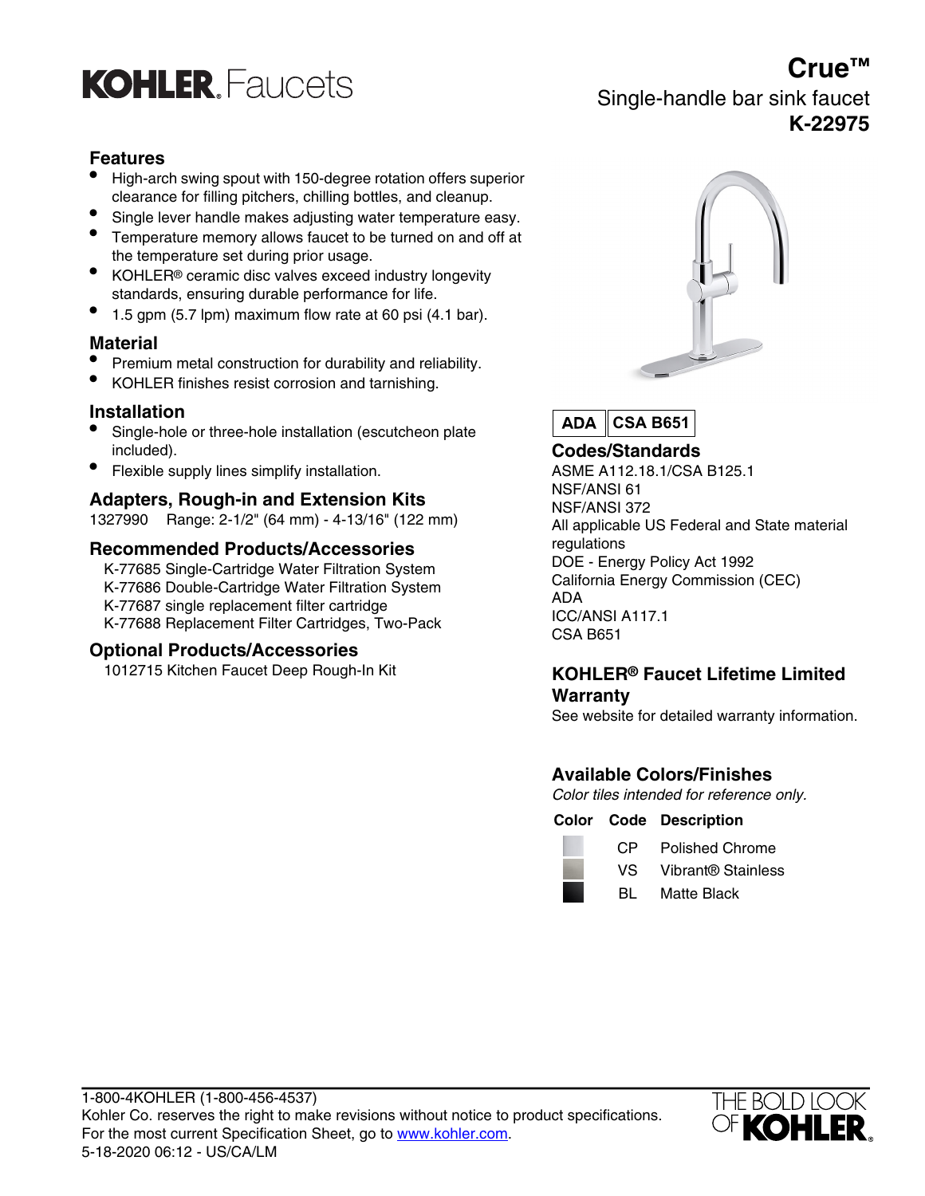# KOHLER. Faucets

## Crue™

Single-handle bar sink faucet

**K-22975**

### Features

- High-arch swing spout with 150-degree rotation offers superior clearance for filling pitchers, chilling bottles, and cleanup.
- Single lever handle makes adjusting water temperature easy.
- Temperature memory allows faucet to be turned on and off at the temperature set during prior usage.
- KOHLER® ceramic disc valves exceed industry longevity standards, ensuring durable performance for life.
- 1.5 gpm (5.7 lpm) maximum flow rate at 60 psi (4.1 bar).

### Material

- Premium metal construction for durability and reliability.
- KOHLER finishes resist corrosion and tarnishing.

### Installation

- Single-hole or three-hole installation (escutcheon plate included).
- Flexible supply lines simplify installation.

### Adapters, Rough-in and Extension Kits

1327990 Range: 2-1/2" (64 mm) - 4-13/16" (122 mm)

### Recommended Products/Accessories

K-77685 Single-Cartridge Water Filtration System
K-77686 Double-Cartridge Water Filtration System
K-77687 single replacement filter cartridge
K-77688 Replacement Filter Cartridges, Two-Pack

### Optional Products/Accessories

1012715 Kitchen Faucet Deep Rough-In Kit

**ADA** | **CSA B651**

### Codes/Standards

ASME A112.18.1/CSA B125.1
NSF/ANSI 61
NSF/ANSI 372
All applicable US Federal and State material regulations
DOE - Energy Policy Act 1992
California Energy Commission (CEC)
ADA
ICC/ANSI A117.1
CSA B651

### KOHLER® Faucet Lifetime Limited Warranty

See website for detailed warranty information.

### Available Colors/Finishes

*Color tiles intended for reference only.*

| Color | Code | Description |
|---|---|---|
| | CP | Polished Chrome |
| | VS | Vibrant® Stainless |
| | BL | Matte Black |

1-800-4KOHLER (1-800-456-4537)
Kohler Co. reserves the right to make revisions without notice to product specifications.
For the most current Specification Sheet, go to www.kohler.com.
5-18-2020 06:12 - US/CA/LM

THE BOLD LOOK OF KOHLER.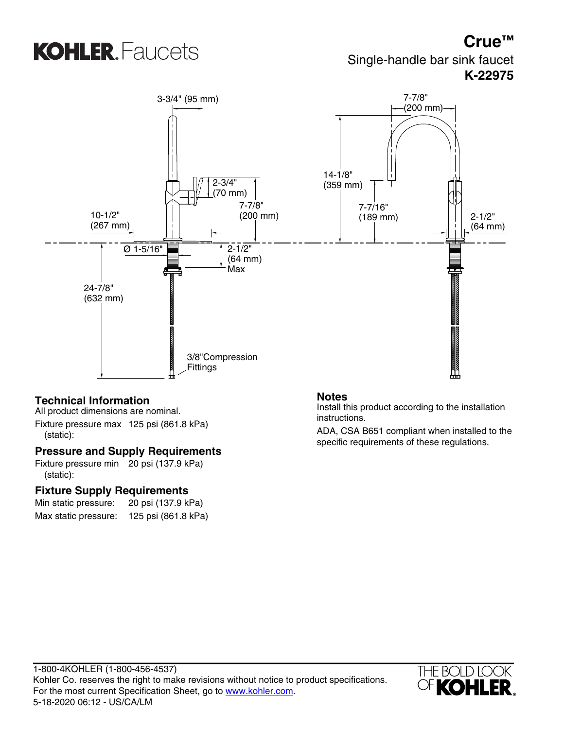# KOHLER Faucets

## Crue™

Single-handle bar sink faucet

**K-22975**

3-3/4" (95 mm)

2-3/4" (70 mm)

7-7/8" (200 mm)

10-1/2" (267 mm)

Ø 1-5/16"

2-1/2" (64 mm) Max

24-7/8" (632 mm)

3/8"Compression Fittings

7-7/8" (200 mm)

14-1/8" (359 mm)

7-7/16" (189 mm)

2-1/2" (64 mm)

### Technical Information

All product dimensions are nominal.

| | |
|---|---|
| Fixture pressure max (static): | 125 psi (861.8 kPa) |

### Pressure and Supply Requirements

| | |
|---|---|
| Fixture pressure min (static): | 20 psi (137.9 kPa) |

### Fixture Supply Requirements

| | |
|---|---|
| Min static pressure: | 20 psi (137.9 kPa) |
| Max static pressure: | 125 psi (861.8 kPa) |

### Notes

Install this product according to the installation instructions.

ADA, CSA B651 compliant when installed to the specific requirements of these regulations.

1-800-4KOHLER (1-800-456-4537)
Kohler Co. reserves the right to make revisions without notice to product specifications.
For the most current Specification Sheet, go to www.kohler.com.
5-18-2020 06:12 - US/CA/LM

THE BOLD LOOK OF KOHLER.